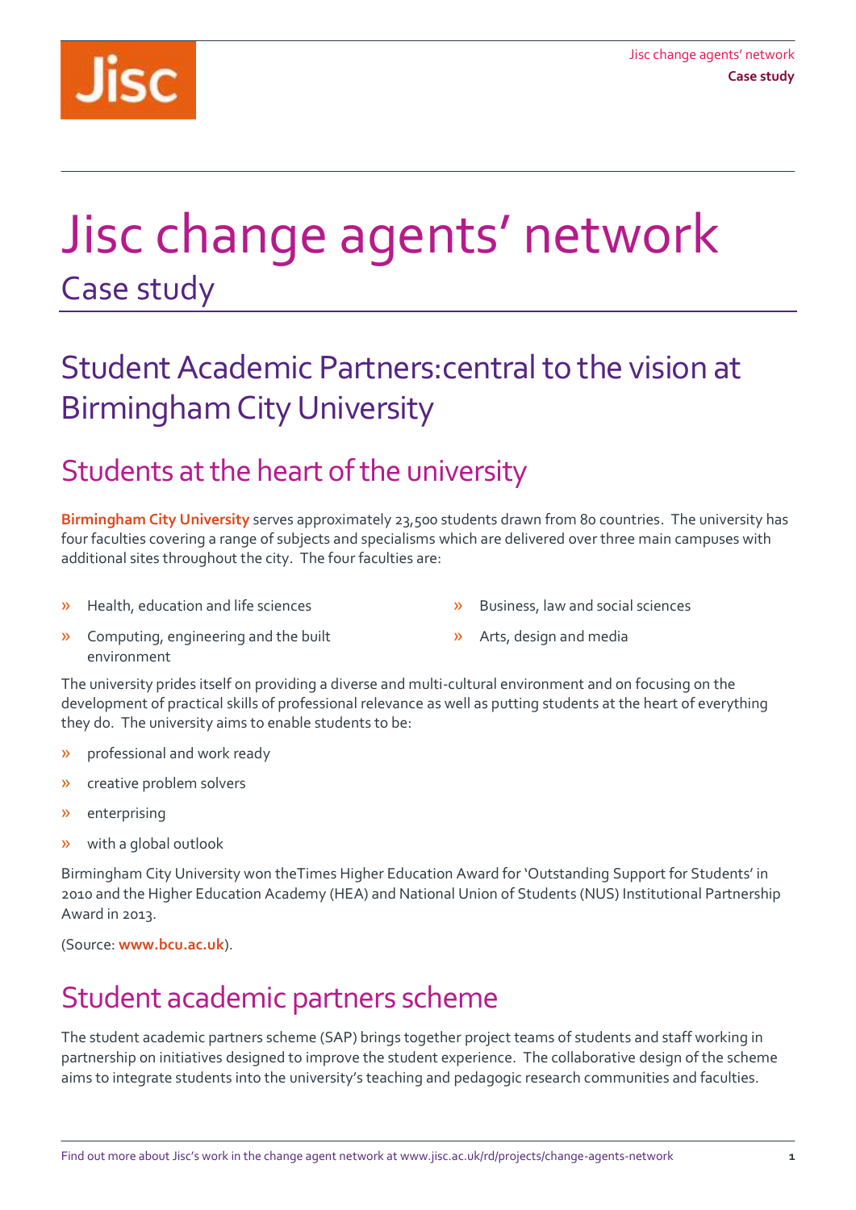# Jisc change agents' network

## Case study

## Student Academic Partners:central to the vision at Birmingham City University

## Students at the heart of the university

**Birmingham City University** serves approximately 23,500 students drawn from 80 countries. The university has four faculties covering a range of subjects and specialisms which are delivered over three main campuses with additional sites throughout the city. The four faculties are:

- Health, education and life sciences
- Computing, engineering and the built environment
- Business, law and social sciences
- Arts, design and media

The university prides itself on providing a diverse and multi-cultural environment and on focusing on the development of practical skills of professional relevance as well as putting students at the heart of everything they do. The university aims to enable students to be:

- professional and work ready
- creative problem solvers
- enterprising
- with a global outlook

Birmingham City University won theTimes Higher Education Award for 'Outstanding Support for Students' in 2010 and the Higher Education Academy (HEA) and National Union of Students (NUS) Institutional Partnership Award in 2013.

(Source: **www.bcu.ac.uk**).

## Student academic partners scheme

The student academic partners scheme (SAP) brings together project teams of students and staff working in partnership on initiatives designed to improve the student experience. The collaborative design of the scheme aims to integrate students into the university's teaching and pedagogic research communities and faculties.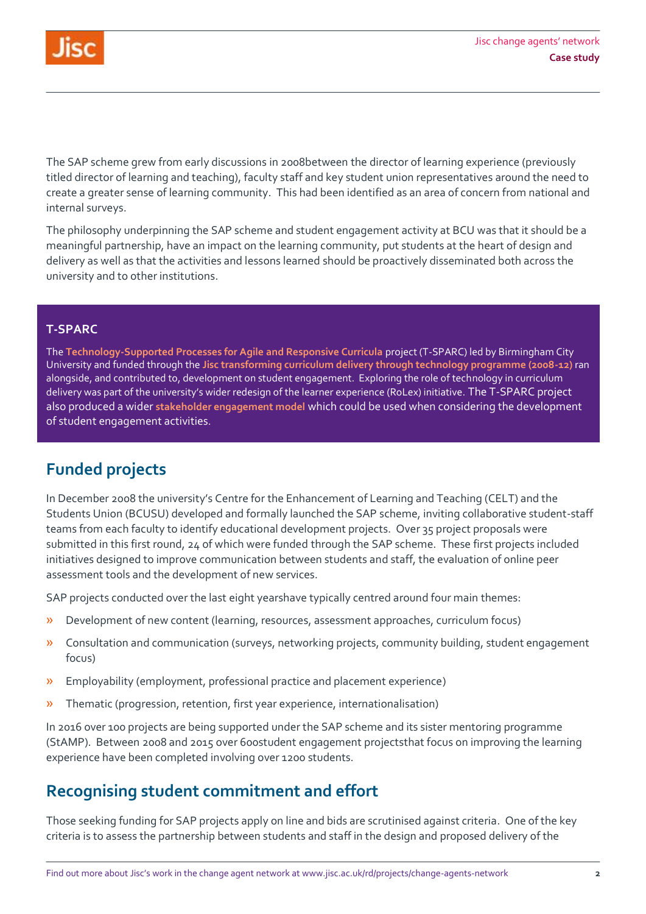The SAP scheme grew from early discussions in 2008between the director of learning experience (previously titled director of learning and teaching), faculty staff and key student union representatives around the need to create a greater sense of learning community. This had been identified as an area of concern from national and internal surveys.

The philosophy underpinning the SAP scheme and student engagement activity at BCU was that it should be a meaningful partnership, have an impact on the learning community, put students at the heart of design and delivery as well as that the activities and lessons learned should be proactively disseminated both across the university and to other institutions.

**T-SPARC**

The **Technology-Supported Processes for Agile and Responsive Curricula** project (T-SPARC) led by Birmingham City University and funded through the **Jisc transforming curriculum delivery through technology programme (2008-12)** ran alongside, and contributed to, development on student engagement. Exploring the role of technology in curriculum delivery was part of the university's wider redesign of the learner experience (RoLex) initiative. The T-SPARC project also produced a wider **stakeholder engagement model** which could be used when considering the development of student engagement activities.

## Funded projects

In December 2008 the university's Centre for the Enhancement of Learning and Teaching (CELT) and the Students Union (BCUSU) developed and formally launched the SAP scheme, inviting collaborative student-staff teams from each faculty to identify educational development projects. Over 35 project proposals were submitted in this first round, 24 of which were funded through the SAP scheme. These first projects included initiatives designed to improve communication between students and staff, the evaluation of online peer assessment tools and the development of new services.

SAP projects conducted over the last eight yearshave typically centred around four main themes:

- Development of new content (learning, resources, assessment approaches, curriculum focus)
- Consultation and communication (surveys, networking projects, community building, student engagement focus)
- Employability (employment, professional practice and placement experience)
- Thematic (progression, retention, first year experience, internationalisation)

In 2016 over 100 projects are being supported under the SAP scheme and its sister mentoring programme (StAMP). Between 2008 and 2015 over 600student engagement projectsthat focus on improving the learning experience have been completed involving over 1200 students.

## Recognising student commitment and effort

Those seeking funding for SAP projects apply on line and bids are scrutinised against criteria. One of the key criteria is to assess the partnership between students and staff in the design and proposed delivery of the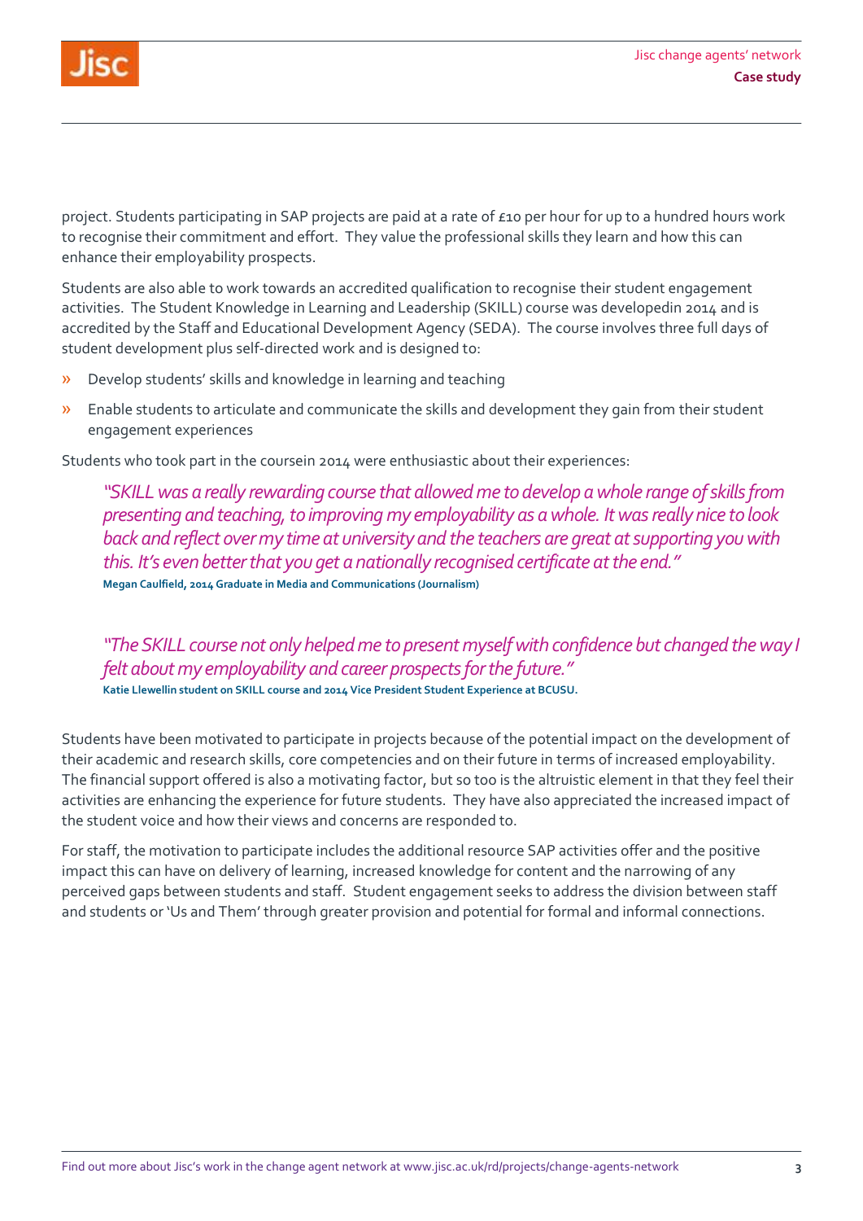project. Students participating in SAP projects are paid at a rate of £10 per hour for up to a hundred hours work to recognise their commitment and effort. They value the professional skills they learn and how this can enhance their employability prospects.

Students are also able to work towards an accredited qualification to recognise their student engagement activities. The Student Knowledge in Learning and Leadership (SKILL) course was developedin 2014 and is accredited by the Staff and Educational Development Agency (SEDA). The course involves three full days of student development plus self-directed work and is designed to:

- Develop students' skills and knowledge in learning and teaching
- Enable students to articulate and communicate the skills and development they gain from their student engagement experiences

Students who took part in the coursein 2014 were enthusiastic about their experiences:

> *"SKILL was a really rewarding course that allowed me to develop a whole range of skills from presenting and teaching, to improving my employability as a whole. It was really nice to look back and reflect over my time at university and the teachers are great at supporting you with this. It's even better that you get a nationally recognised certificate at the end."*
> **Megan Caulfield, 2014 Graduate in Media and Communications (Journalism)**

> *"The SKILL course not only helped me to present myself with confidence but changed the way I felt about my employability and career prospects for the future."*
> **Katie Llewellin student on SKILL course and 2014 Vice President Student Experience at BCUSU.**

Students have been motivated to participate in projects because of the potential impact on the development of their academic and research skills, core competencies and on their future in terms of increased employability. The financial support offered is also a motivating factor, but so too is the altruistic element in that they feel their activities are enhancing the experience for future students. They have also appreciated the increased impact of the student voice and how their views and concerns are responded to.

For staff, the motivation to participate includes the additional resource SAP activities offer and the positive impact this can have on delivery of learning, increased knowledge for content and the narrowing of any perceived gaps between students and staff. Student engagement seeks to address the division between staff and students or 'Us and Them' through greater provision and potential for formal and informal connections.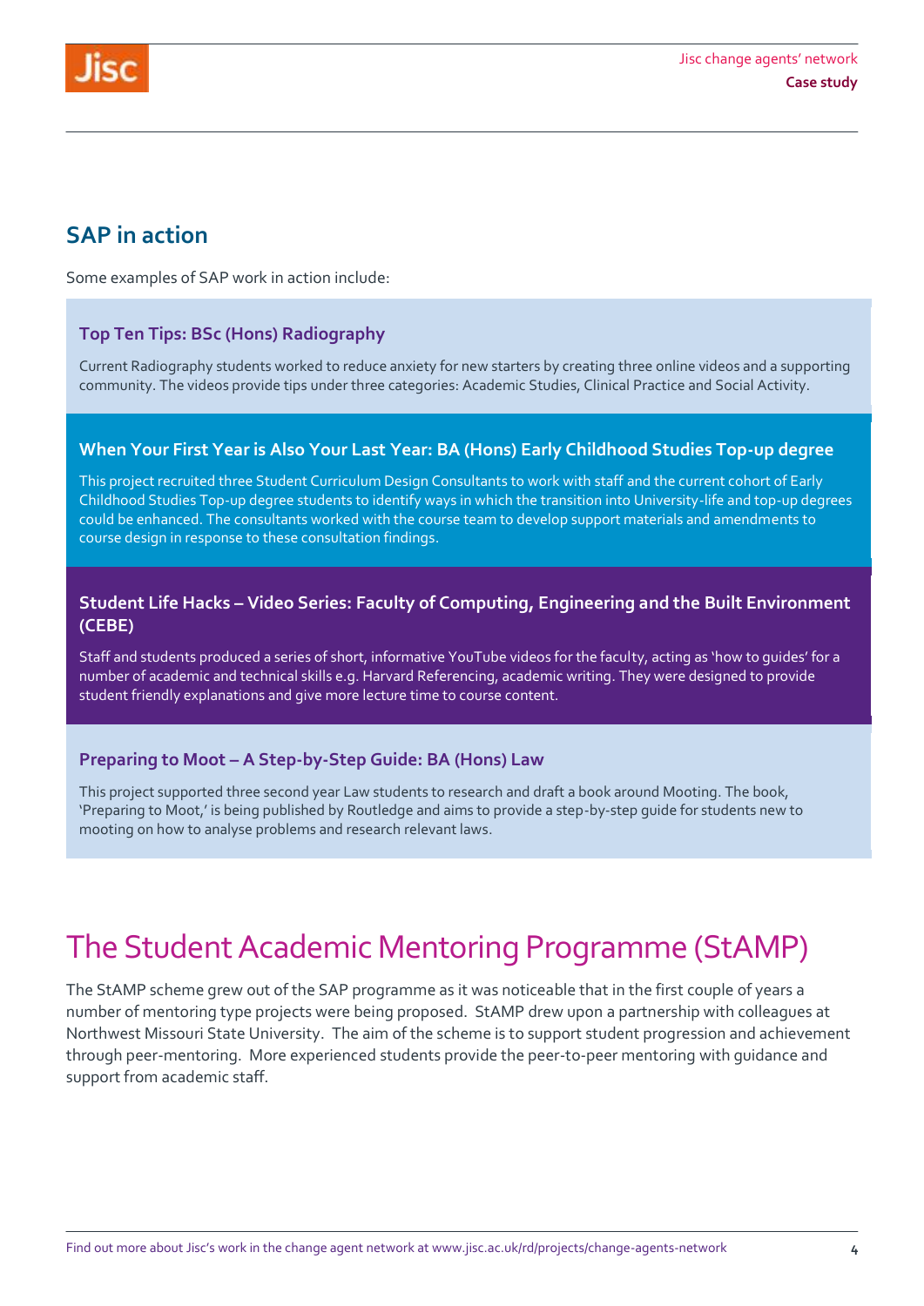## SAP in action

Some examples of SAP work in action include:

### Top Ten Tips: BSc (Hons) Radiography

Current Radiography students worked to reduce anxiety for new starters by creating three online videos and a supporting community. The videos provide tips under three categories: Academic Studies, Clinical Practice and Social Activity.

### When Your First Year is Also Your Last Year: BA (Hons) Early Childhood Studies Top-up degree

This project recruited three Student Curriculum Design Consultants to work with staff and the current cohort of Early Childhood Studies Top-up degree students to identify ways in which the transition into University-life and top-up degrees could be enhanced. The consultants worked with the course team to develop support materials and amendments to course design in response to these consultation findings.

### Student Life Hacks – Video Series: Faculty of Computing, Engineering and the Built Environment (CEBE)

Staff and students produced a series of short, informative YouTube videos for the faculty, acting as 'how to guides' for a number of academic and technical skills e.g. Harvard Referencing, academic writing. They were designed to provide student friendly explanations and give more lecture time to course content.

### Preparing to Moot – A Step-by-Step Guide: BA (Hons) Law

This project supported three second year Law students to research and draft a book around Mooting. The book, 'Preparing to Moot,' is being published by Routledge and aims to provide a step-by-step guide for students new to mooting on how to analyse problems and research relevant laws.

# The Student Academic Mentoring Programme (StAMP)

The StAMP scheme grew out of the SAP programme as it was noticeable that in the first couple of years a number of mentoring type projects were being proposed. StAMP drew upon a partnership with colleagues at Northwest Missouri State University. The aim of the scheme is to support student progression and achievement through peer-mentoring. More experienced students provide the peer-to-peer mentoring with guidance and support from academic staff.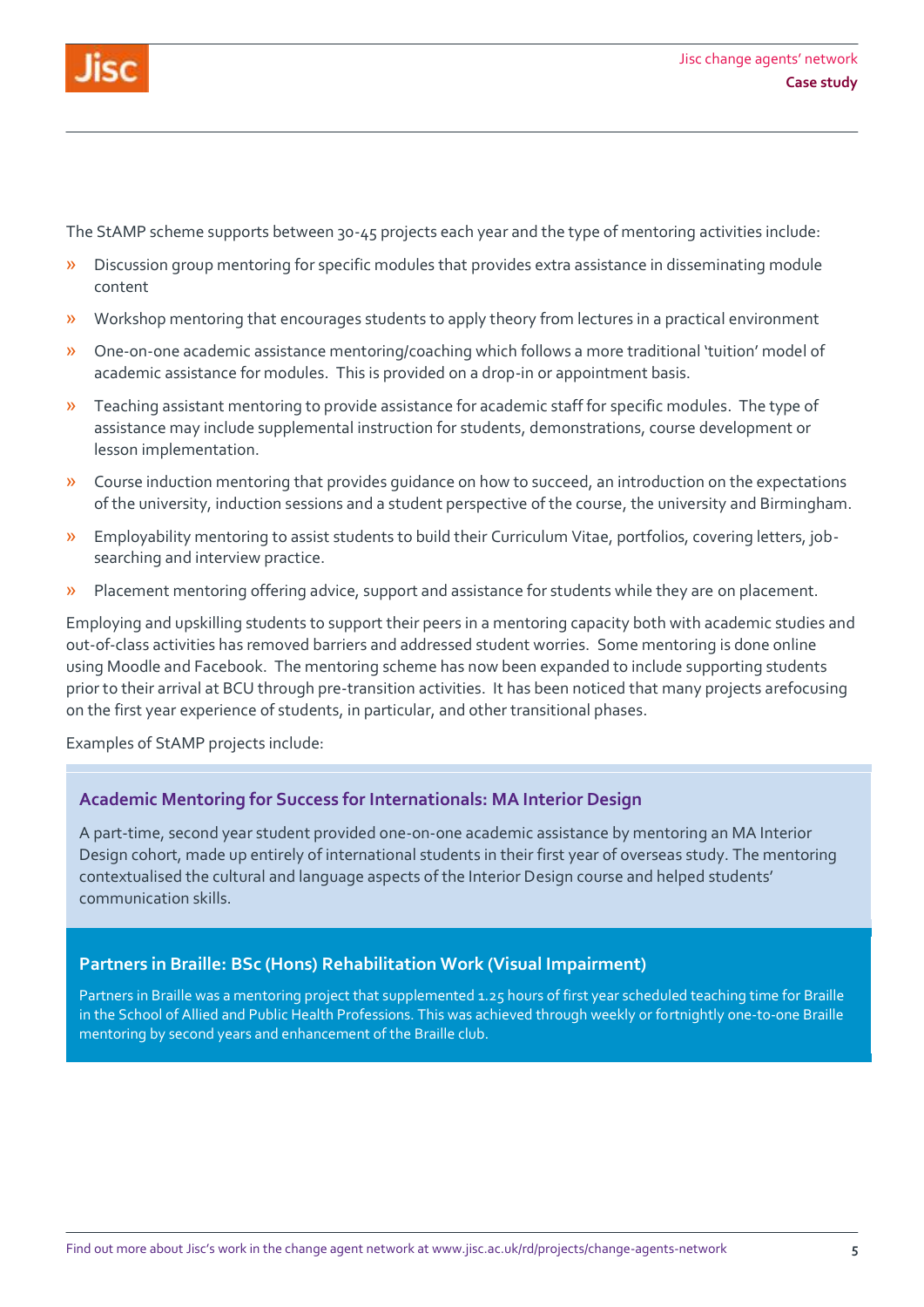The StAMP scheme supports between 30-45 projects each year and the type of mentoring activities include:

- Discussion group mentoring for specific modules that provides extra assistance in disseminating module content
- Workshop mentoring that encourages students to apply theory from lectures in a practical environment
- One-on-one academic assistance mentoring/coaching which follows a more traditional 'tuition' model of academic assistance for modules. This is provided on a drop-in or appointment basis.
- Teaching assistant mentoring to provide assistance for academic staff for specific modules. The type of assistance may include supplemental instruction for students, demonstrations, course development or lesson implementation.
- Course induction mentoring that provides guidance on how to succeed, an introduction on the expectations of the university, induction sessions and a student perspective of the course, the university and Birmingham.
- Employability mentoring to assist students to build their Curriculum Vitae, portfolios, covering letters, job-searching and interview practice.
- Placement mentoring offering advice, support and assistance for students while they are on placement.

Employing and upskilling students to support their peers in a mentoring capacity both with academic studies and out-of-class activities has removed barriers and addressed student worries. Some mentoring is done online using Moodle and Facebook. The mentoring scheme has now been expanded to include supporting students prior to their arrival at BCU through pre-transition activities. It has been noticed that many projects arefocusing on the first year experience of students, in particular, and other transitional phases.

Examples of StAMP projects include:

### Academic Mentoring for Success for Internationals: MA Interior Design

A part-time, second year student provided one-on-one academic assistance by mentoring an MA Interior Design cohort, made up entirely of international students in their first year of overseas study. The mentoring contextualised the cultural and language aspects of the Interior Design course and helped students' communication skills.

### Partners in Braille: BSc (Hons) Rehabilitation Work (Visual Impairment)

Partners in Braille was a mentoring project that supplemented 1.25 hours of first year scheduled teaching time for Braille in the School of Allied and Public Health Professions. This was achieved through weekly or fortnightly one-to-one Braille mentoring by second years and enhancement of the Braille club.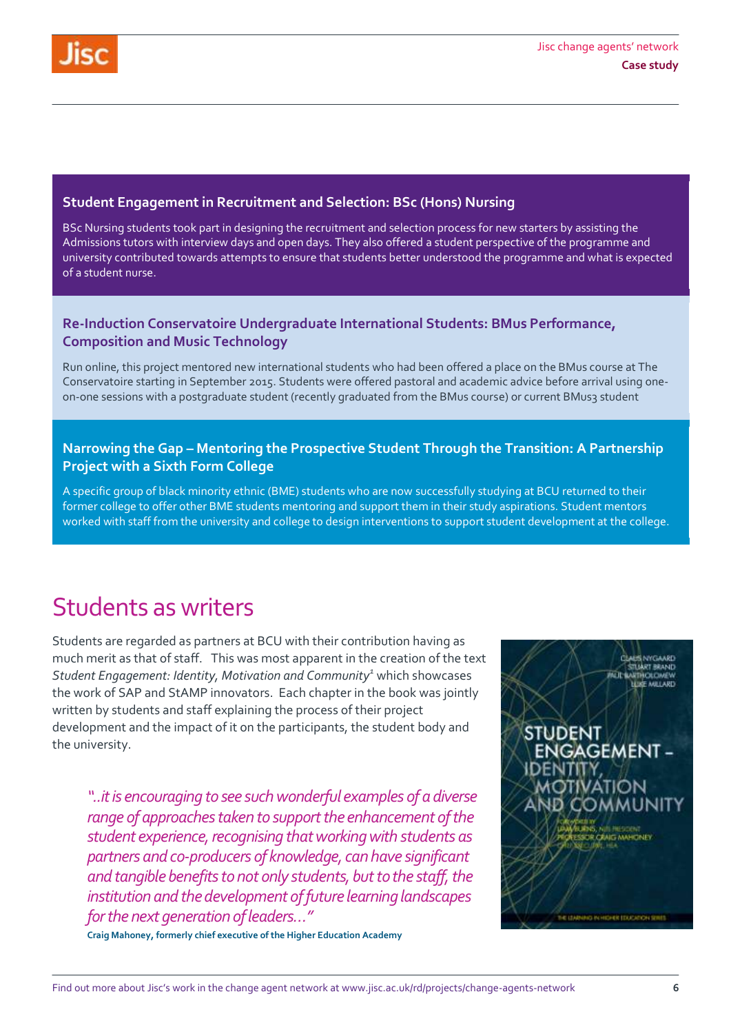### Student Engagement in Recruitment and Selection: BSc (Hons) Nursing

BSc Nursing students took part in designing the recruitment and selection process for new starters by assisting the Admissions tutors with interview days and open days. They also offered a student perspective of the programme and university contributed towards attempts to ensure that students better understood the programme and what is expected of a student nurse.

### Re-Induction Conservatoire Undergraduate International Students: BMus Performance, Composition and Music Technology

Run online, this project mentored new international students who had been offered a place on the BMus course at The Conservatoire starting in September 2015. Students were offered pastoral and academic advice before arrival using one-on-one sessions with a postgraduate student (recently graduated from the BMus course) or current BMus3 student

### Narrowing the Gap – Mentoring the Prospective Student Through the Transition: A Partnership Project with a Sixth Form College

A specific group of black minority ethnic (BME) students who are now successfully studying at BCU returned to their former college to offer other BME students mentoring and support them in their study aspirations. Student mentors worked with staff from the university and college to design interventions to support student development at the college.

## Students as writers

Students are regarded as partners at BCU with their contribution having as much merit as that of staff. This was most apparent in the creation of the text *Student Engagement: Identity, Motivation and Community*[1] which showcases the work of SAP and StAMP innovators. Each chapter in the book was jointly written by students and staff explaining the process of their project development and the impact of it on the participants, the student body and the university.

> *"..it is encouraging to see such wonderful examples of a diverse range of approaches taken to support the enhancement of the student experience, recognising that working with students as partners and co-producers of knowledge, can have significant and tangible benefits to not only students, but to the staff, the institution and the development of future learning landscapes for the next generation of leaders..."*
>
> **Craig Mahoney, formerly chief executive of the Higher Education Academy**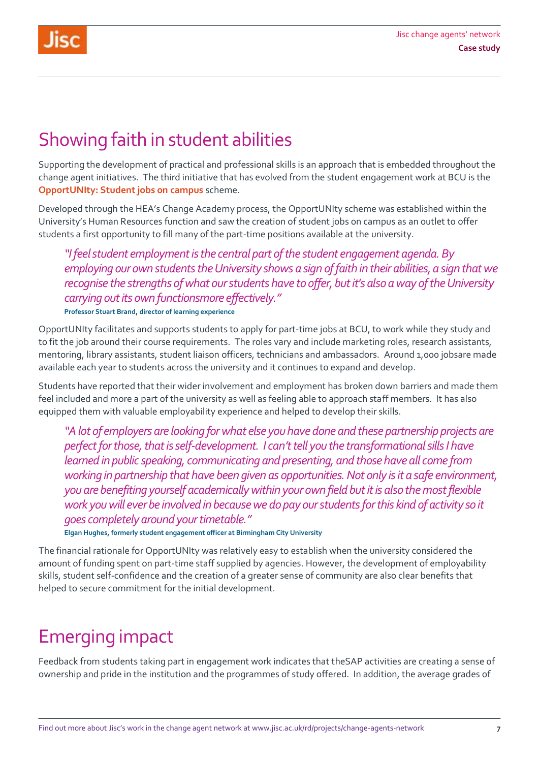## Showing faith in student abilities

Supporting the development of practical and professional skills is an approach that is embedded throughout the change agent initiatives. The third initiative that has evolved from the student engagement work at BCU is the **OpportUNIty: Student jobs on campus** scheme.

Developed through the HEA's Change Academy process, the OpportUNIty scheme was established within the University's Human Resources function and saw the creation of student jobs on campus as an outlet to offer students a first opportunity to fill many of the part-time positions available at the university.

> *"I feel student employment is the central part of the student engagement agenda. By employing our own students the University shows a sign of faith in their abilities, a sign that we recognise the strengths of what our students have to offer, but it's also a way of the University carrying out its own functionsmore effectively."*
>
> **Professor Stuart Brand, director of learning experience**

OpportUNIty facilitates and supports students to apply for part-time jobs at BCU, to work while they study and to fit the job around their course requirements. The roles vary and include marketing roles, research assistants, mentoring, library assistants, student liaison officers, technicians and ambassadors. Around 1,000 jobsare made available each year to students across the university and it continues to expand and develop.

Students have reported that their wider involvement and employment has broken down barriers and made them feel included and more a part of the university as well as feeling able to approach staff members. It has also equipped them with valuable employability experience and helped to develop their skills.

> *"A lot of employers are looking for what else you have done and these partnership projects are perfect for those, that is self-development. I can't tell you the transformational sills I have learned in public speaking, communicating and presenting, and those have all come from working in partnership that have been given as opportunities. Not only is it a safe environment, you are benefiting yourself academically within your own field but it is also the most flexible work you will ever be involved in because we do pay our students for this kind of activity so it goes completely around your timetable."*
>
> **Elgan Hughes, formerly student engagement officer at Birmingham City University**

The financial rationale for OpportUNIty was relatively easy to establish when the university considered the amount of funding spent on part-time staff supplied by agencies. However, the development of employability skills, student self-confidence and the creation of a greater sense of community are also clear benefits that helped to secure commitment for the initial development.

## Emerging impact

Feedback from students taking part in engagement work indicates that theSAP activities are creating a sense of ownership and pride in the institution and the programmes of study offered. In addition, the average grades of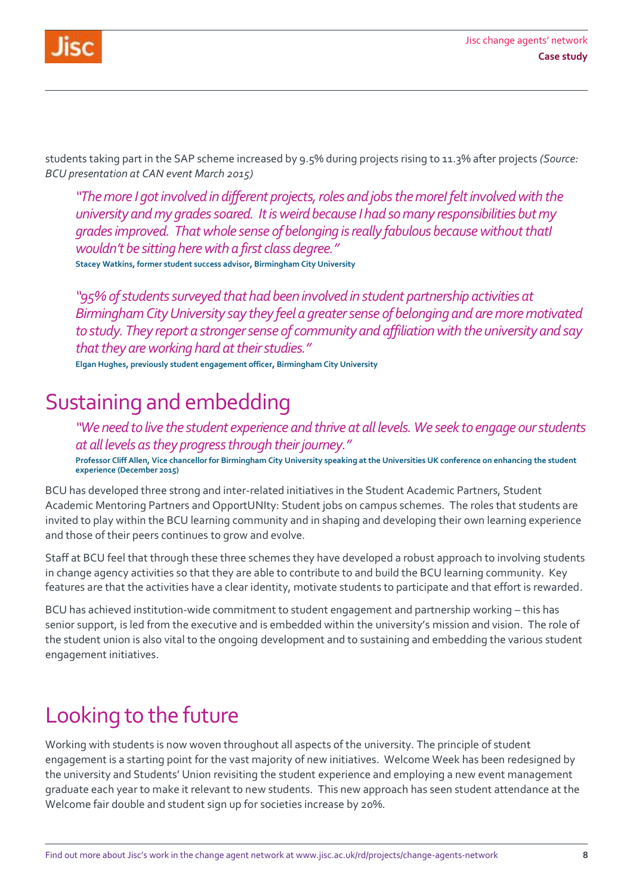students taking part in the SAP scheme increased by 9.5% during projects rising to 11.3% after projects *(Source: BCU presentation at CAN event March 2015)*

> *"The more I got involved in different projects, roles and jobs the moreI felt involved with the university and my grades soared. It is weird because I had so many responsibilities but my grades improved. That whole sense of belonging is really fabulous because without thatI wouldn't be sitting here with a first class degree."*
>
> **Stacey Watkins, former student success advisor, Birmingham City University**

> *"95% of students surveyed that had been involved in student partnership activities at Birmingham City University say they feel a greater sense of belonging and are more motivated to study. They report a stronger sense of community and affiliation with the university and say that they are working hard at their studies."*
>
> **Elgan Hughes, previously student engagement officer, Birmingham City University**

## Sustaining and embedding

> *"We need to live the student experience and thrive at all levels. We seek to engage our students at all levels as they progress through their journey."*
>
> **Professor Cliff Allen, Vice chancellor for Birmingham City University speaking at the Universities UK conference on enhancing the student experience (December 2015)**

BCU has developed three strong and inter-related initiatives in the Student Academic Partners, Student Academic Mentoring Partners and OpportUNIty: Student jobs on campus schemes. The roles that students are invited to play within the BCU learning community and in shaping and developing their own learning experience and those of their peers continues to grow and evolve.

Staff at BCU feel that through these three schemes they have developed a robust approach to involving students in change agency activities so that they are able to contribute to and build the BCU learning community. Key features are that the activities have a clear identity, motivate students to participate and that effort is rewarded.

BCU has achieved institution-wide commitment to student engagement and partnership working – this has senior support, is led from the executive and is embedded within the university's mission and vision. The role of the student union is also vital to the ongoing development and to sustaining and embedding the various student engagement initiatives.

## Looking to the future

Working with students is now woven throughout all aspects of the university. The principle of student engagement is a starting point for the vast majority of new initiatives. Welcome Week has been redesigned by the university and Students' Union revisiting the student experience and employing a new event management graduate each year to make it relevant to new students. This new approach has seen student attendance at the Welcome fair double and student sign up for societies increase by 20%.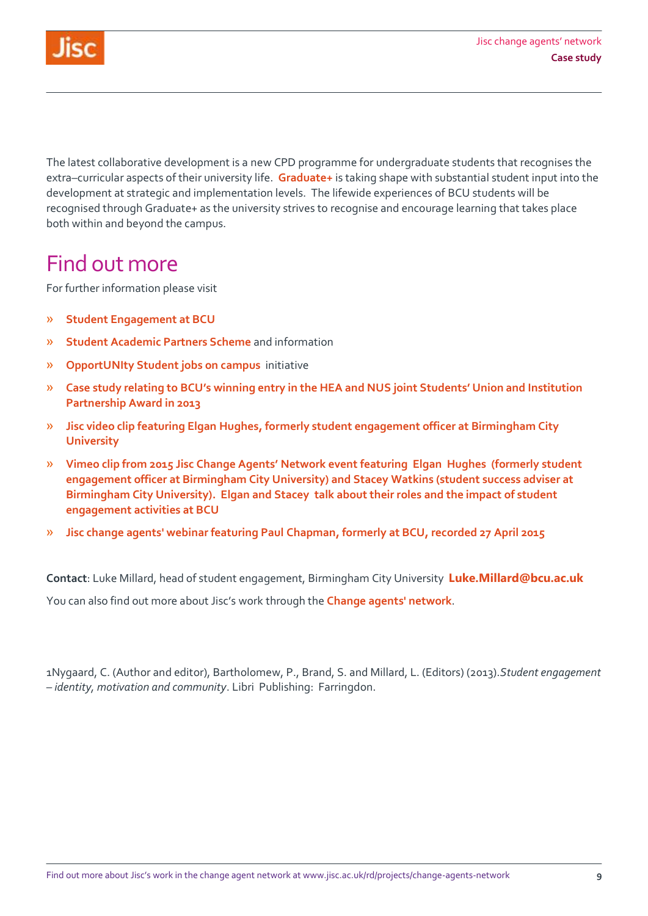The latest collaborative development is a new CPD programme for undergraduate students that recognises the extra–curricular aspects of their university life. **Graduate+** is taking shape with substantial student input into the development at strategic and implementation levels. The lifewide experiences of BCU students will be recognised through Graduate+ as the university strives to recognise and encourage learning that takes place both within and beyond the campus.

# Find out more

For further information please visit

- **Student Engagement at BCU**
- **Student Academic Partners Scheme** and information
- **OpportUNIty Student jobs on campus** initiative
- **Case study relating to BCU's winning entry in the HEA and NUS joint Students' Union and Institution Partnership Award in 2013**
- **Jisc video clip featuring Elgan Hughes, formerly student engagement officer at Birmingham City University**
- **Vimeo clip from 2015 Jisc Change Agents' Network event featuring Elgan Hughes (formerly student engagement officer at Birmingham City University) and Stacey Watkins (student success adviser at Birmingham City University). Elgan and Stacey talk about their roles and the impact of student engagement activities at BCU**
- **Jisc change agents' webinar featuring Paul Chapman, formerly at BCU, recorded 27 April 2015**

**Contact**: Luke Millard, head of student engagement, Birmingham City University **Luke.Millard@bcu.ac.uk**

You can also find out more about Jisc's work through the **Change agents' network**.

1Nygaard, C. (Author and editor), Bartholomew, P., Brand, S. and Millard, L. (Editors) (2013). *Student engagement – identity, motivation and community*. Libri Publishing: Farringdon.